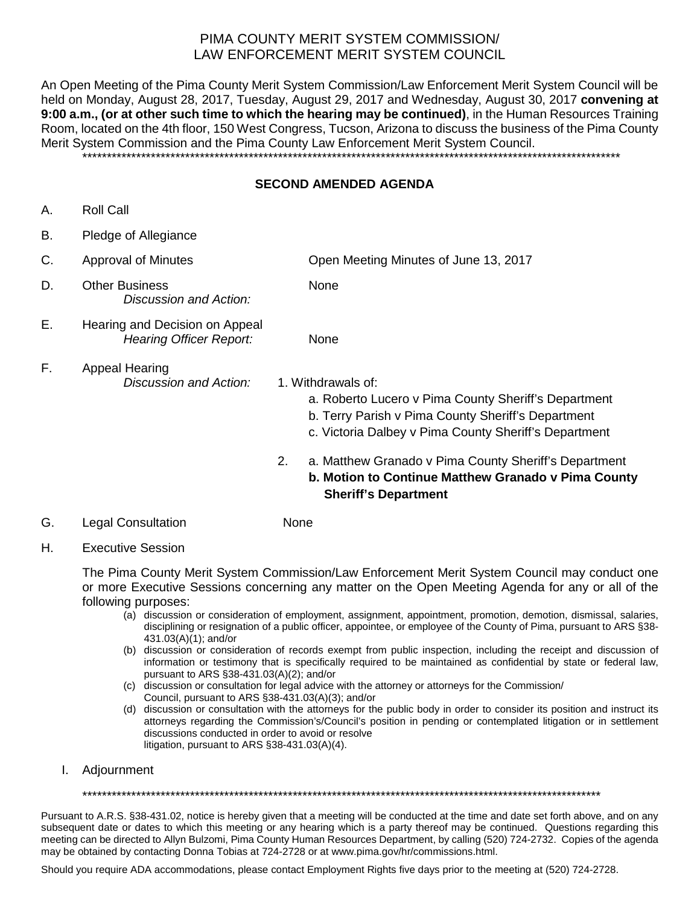# PIMA COUNTY MERIT SYSTEM COMMISSION/
# LAW ENFORCEMENT MERIT SYSTEM COUNCIL

An Open Meeting of the Pima County Merit System Commission/Law Enforcement Merit System Council will be held on Monday, August 28, 2017, Tuesday, August 29, 2017 and Wednesday, August 30, 2017 **convening at 9:00 a.m., (or at other such time to which the hearing may be continued)**, in the Human Resources Training Room, located on the 4th floor, 150 West Congress, Tucson, Arizona to discuss the business of the Pima County Merit System Commission and the Pima County Law Enforcement Merit System Council.

******************************************************************************************************************

## SECOND AMENDED AGENDA

A. Roll Call

B. Pledge of Allegiance

C. Approval of Minutes — Open Meeting Minutes of June 13, 2017

D. Other Business — None
   *Discussion and Action:*

E. Hearing and Decision on Appeal
   *Hearing Officer Report:* — None

F. Appeal Hearing
   *Discussion and Action:*
   1. Withdrawals of:
      a. Roberto Lucero v Pima County Sheriff's Department
      b. Terry Parish v Pima County Sheriff's Department
      c. Victoria Dalbey v Pima County Sheriff's Department

   2. a. Matthew Granado v Pima County Sheriff's Department
      **b. Motion to Continue Matthew Granado v Pima County Sheriff's Department**

G. Legal Consultation — None

H. Executive Session

The Pima County Merit System Commission/Law Enforcement Merit System Council may conduct one or more Executive Sessions concerning any matter on the Open Meeting Agenda for any or all of the following purposes:

(a) discussion or consideration of employment, assignment, appointment, promotion, demotion, dismissal, salaries, disciplining or resignation of a public officer, appointee, or employee of the County of Pima, pursuant to ARS §38-431.03(A)(1); and/or

(b) discussion or consideration of records exempt from public inspection, including the receipt and discussion of information or testimony that is specifically required to be maintained as confidential by state or federal law, pursuant to ARS §38-431.03(A)(2); and/or

(c) discussion or consultation for legal advice with the attorney or attorneys for the Commission/ Council, pursuant to ARS §38-431.03(A)(3); and/or

(d) discussion or consultation with the attorneys for the public body in order to consider its position and instruct its attorneys regarding the Commission's/Council's position in pending or contemplated litigation or in settlement discussions conducted in order to avoid or resolve litigation, pursuant to ARS §38-431.03(A)(4).

I. Adjournment

******************************************************************************************************************

Pursuant to A.R.S. §38-431.02, notice is hereby given that a meeting will be conducted at the time and date set forth above, and on any subsequent date or dates to which this meeting or any hearing which is a party thereof may be continued. Questions regarding this meeting can be directed to Allyn Bulzomi, Pima County Human Resources Department, by calling (520) 724-2732. Copies of the agenda may be obtained by contacting Donna Tobias at 724-2728 or at www.pima.gov/hr/commissions.html.

Should you require ADA accommodations, please contact Employment Rights five days prior to the meeting at (520) 724-2728.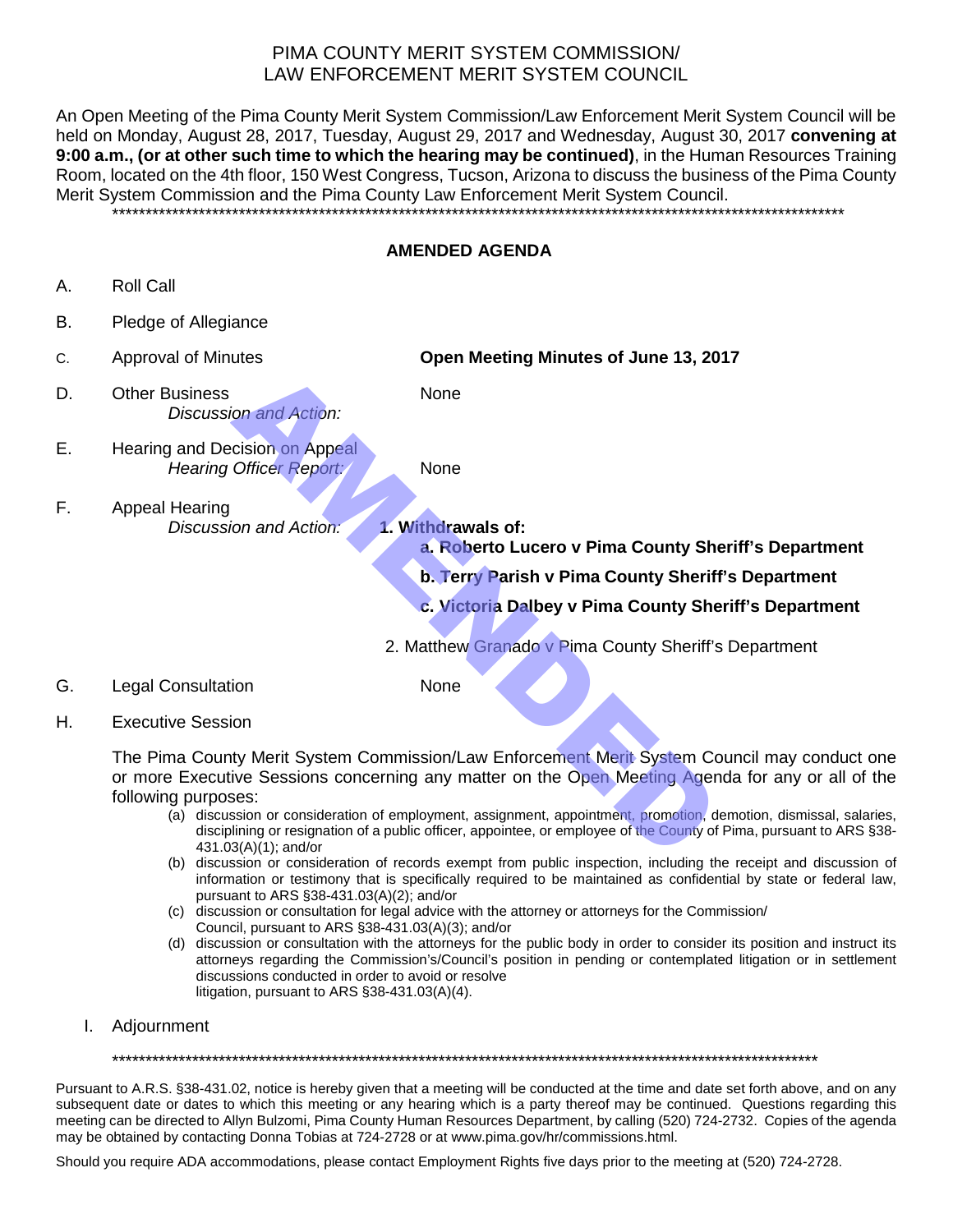# PIMA COUNTY MERIT SYSTEM COMMISSION/ LAW ENFORCEMENT MERIT SYSTEM COUNCIL

An Open Meeting of the Pima County Merit System Commission/Law Enforcement Merit System Council will be held on Monday, August 28, 2017, Tuesday, August 29, 2017 and Wednesday, August 30, 2017 **convening at 9:00 a.m., (or at other such time to which the hearing may be continued)**, in the Human Resources Training Room, located on the 4th floor, 150 West Congress, Tucson, Arizona to discuss the business of the Pima County Merit System Commission and the Pima County Law Enforcement Merit System Council.

******************************************************************************************************************

## AMENDED AGENDA

A. Roll Call

B. Pledge of Allegiance

C. Approval of Minutes — **Open Meeting Minutes of June 13, 2017**

D. Other Business
   *Discussion and Action:* None

E. Hearing and Decision on Appeal
   *Hearing Officer Report:* None

F. Appeal Hearing
   *Discussion and Action:*
   **1. Withdrawals of:**
      **a. Roberto Lucero v Pima County Sheriff's Department**
      **b. Terry Parish v Pima County Sheriff's Department**
      **c. Victoria Dalbey v Pima County Sheriff's Department**
   2. Matthew Granado v Pima County Sheriff's Department

G. Legal Consultation — None

H. Executive Session

The Pima County Merit System Commission/Law Enforcement Merit System Council may conduct one or more Executive Sessions concerning any matter on the Open Meeting Agenda for any or all of the following purposes:

(a) discussion or consideration of employment, assignment, appointment, promotion, demotion, dismissal, salaries, disciplining or resignation of a public officer, appointee, or employee of the County of Pima, pursuant to ARS §38-431.03(A)(1); and/or
(b) discussion or consideration of records exempt from public inspection, including the receipt and discussion of information or testimony that is specifically required to be maintained as confidential by state or federal law, pursuant to ARS §38-431.03(A)(2); and/or
(c) discussion or consultation for legal advice with the attorney or attorneys for the Commission/ Council, pursuant to ARS §38-431.03(A)(3); and/or
(d) discussion or consultation with the attorneys for the public body in order to consider its position and instruct its attorneys regarding the Commission's/Council's position in pending or contemplated litigation or in settlement discussions conducted in order to avoid or resolve litigation, pursuant to ARS §38-431.03(A)(4).

I. Adjournment

******************************************************************************************************************

Pursuant to A.R.S. §38-431.02, notice is hereby given that a meeting will be conducted at the time and date set forth above, and on any subsequent date or dates to which this meeting or any hearing which is a party thereof may be continued. Questions regarding this meeting can be directed to Allyn Bulzomi, Pima County Human Resources Department, by calling (520) 724-2732. Copies of the agenda may be obtained by contacting Donna Tobias at 724-2728 or at www.pima.gov/hr/commissions.html.

Should you require ADA accommodations, please contact Employment Rights five days prior to the meeting at (520) 724-2728.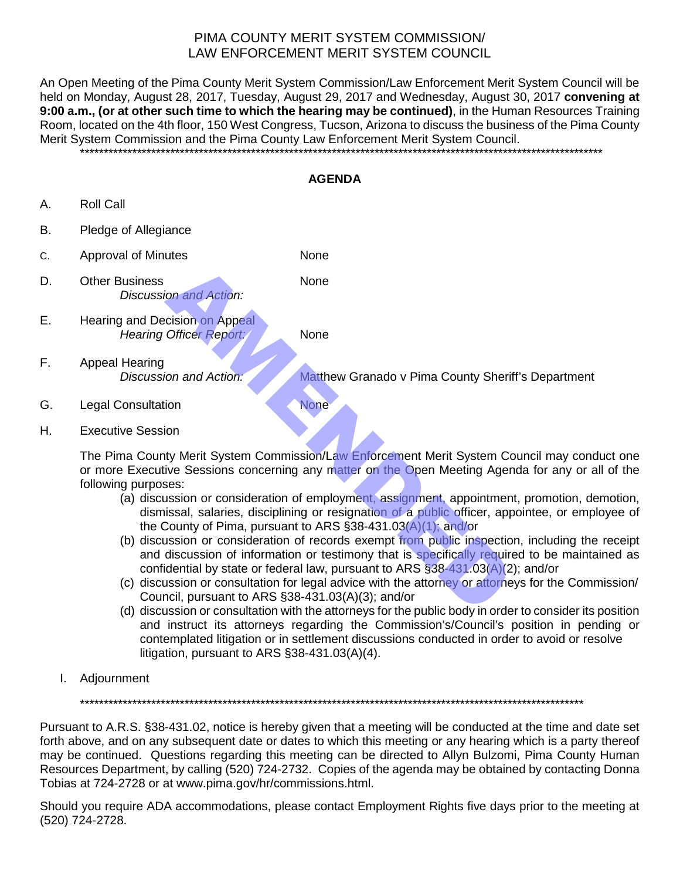# PIMA COUNTY MERIT SYSTEM COMMISSION/
# LAW ENFORCEMENT MERIT SYSTEM COUNCIL

An Open Meeting of the Pima County Merit System Commission/Law Enforcement Merit System Council will be held on Monday, August 28, 2017, Tuesday, August 29, 2017 and Wednesday, August 30, 2017 **convening at 9:00 a.m., (or at other such time to which the hearing may be continued)**, in the Human Resources Training Room, located on the 4th floor, 150 West Congress, Tucson, Arizona to discuss the business of the Pima County Merit System Commission and the Pima County Law Enforcement Merit System Council.

*************************************************************************************************************

## AGENDA

A. Roll Call

B. Pledge of Allegiance

C. Approval of Minutes — None

D. Other Business — None
   *Discussion and Action:*

E. Hearing and Decision on Appeal
   *Hearing Officer Report:* — None

F. Appeal Hearing
   *Discussion and Action:* — Matthew Granado v Pima County Sheriff's Department

G. Legal Consultation — None

H. Executive Session

The Pima County Merit System Commission/Law Enforcement Merit System Council may conduct one or more Executive Sessions concerning any matter on the Open Meeting Agenda for any or all of the following purposes:

(a) discussion or consideration of employment, assignment, appointment, promotion, demotion, dismissal, salaries, disciplining or resignation of a public officer, appointee, or employee of the County of Pima, pursuant to ARS §38-431.03(A)(1); and/or

(b) discussion or consideration of records exempt from public inspection, including the receipt and discussion of information or testimony that is specifically required to be maintained as confidential by state or federal law, pursuant to ARS §38-431.03(A)(2); and/or

(c) discussion or consultation for legal advice with the attorney or attorneys for the Commission/ Council, pursuant to ARS §38-431.03(A)(3); and/or

(d) discussion or consultation with the attorneys for the public body in order to consider its position and instruct its attorneys regarding the Commission's/Council's position in pending or contemplated litigation or in settlement discussions conducted in order to avoid or resolve litigation, pursuant to ARS §38-431.03(A)(4).

I. Adjournment

*************************************************************************************************************

Pursuant to A.R.S. §38-431.02, notice is hereby given that a meeting will be conducted at the time and date set forth above, and on any subsequent date or dates to which this meeting or any hearing which is a party thereof may be continued. Questions regarding this meeting can be directed to Allyn Bulzomi, Pima County Human Resources Department, by calling (520) 724-2732. Copies of the agenda may be obtained by contacting Donna Tobias at 724-2728 or at www.pima.gov/hr/commissions.html.

Should you require ADA accommodations, please contact Employment Rights five days prior to the meeting at (520) 724-2728.